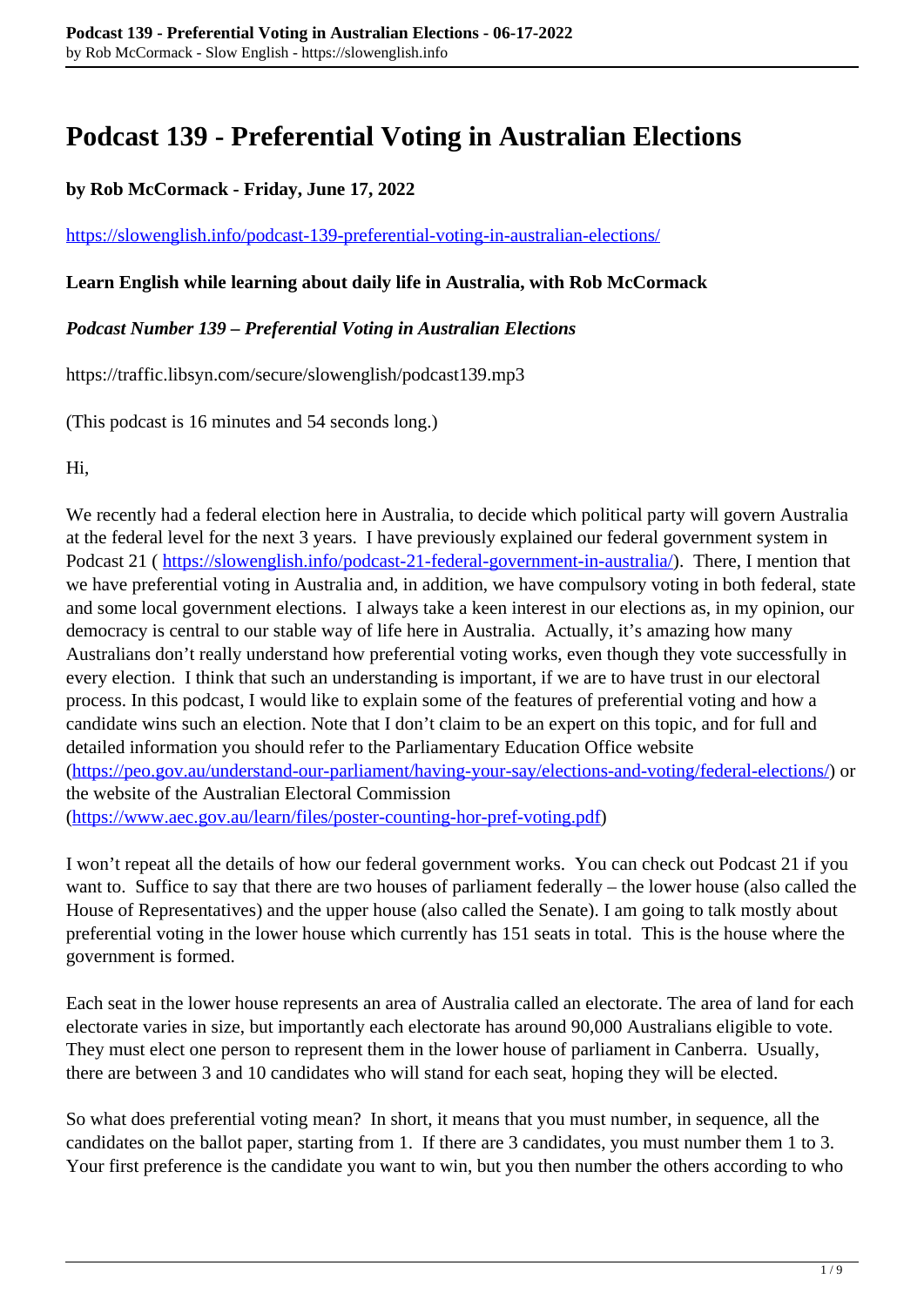# Podcast 139 - Preferential Voting in Australian Elections

**by Rob McCormack - Friday, June 17, 2022**

https://slowenglish.info/podcast-139-preferential-voting-in-australian-elections/

**Learn English while learning about daily life in Australia, with Rob McCormack**

***Podcast Number 139 – Preferential Voting in Australian Elections***

https://traffic.libsyn.com/secure/slowenglish/podcast139.mp3

(This podcast is 16 minutes and 54 seconds long.)

Hi,

We recently had a federal election here in Australia, to decide which political party will govern Australia at the federal level for the next 3 years. I have previously explained our federal government system in Podcast 21 ( https://slowenglish.info/podcast-21-federal-government-in-australia/). There, I mention that we have preferential voting in Australia and, in addition, we have compulsory voting in both federal, state and some local government elections. I always take a keen interest in our elections as, in my opinion, our democracy is central to our stable way of life here in Australia. Actually, it's amazing how many Australians don't really understand how preferential voting works, even though they vote successfully in every election. I think that such an understanding is important, if we are to have trust in our electoral process. In this podcast, I would like to explain some of the features of preferential voting and how a candidate wins such an election. Note that I don't claim to be an expert on this topic, and for full and detailed information you should refer to the Parliamentary Education Office website (https://peo.gov.au/understand-our-parliament/having-your-say/elections-and-voting/federal-elections/) or the website of the Australian Electoral Commission (https://www.aec.gov.au/learn/files/poster-counting-hor-pref-voting.pdf)

I won't repeat all the details of how our federal government works. You can check out Podcast 21 if you want to. Suffice to say that there are two houses of parliament federally – the lower house (also called the House of Representatives) and the upper house (also called the Senate). I am going to talk mostly about preferential voting in the lower house which currently has 151 seats in total. This is the house where the government is formed.

Each seat in the lower house represents an area of Australia called an electorate. The area of land for each electorate varies in size, but importantly each electorate has around 90,000 Australians eligible to vote. They must elect one person to represent them in the lower house of parliament in Canberra. Usually, there are between 3 and 10 candidates who will stand for each seat, hoping they will be elected.

So what does preferential voting mean? In short, it means that you must number, in sequence, all the candidates on the ballot paper, starting from 1. If there are 3 candidates, you must number them 1 to 3. Your first preference is the candidate you want to win, but you then number the others according to who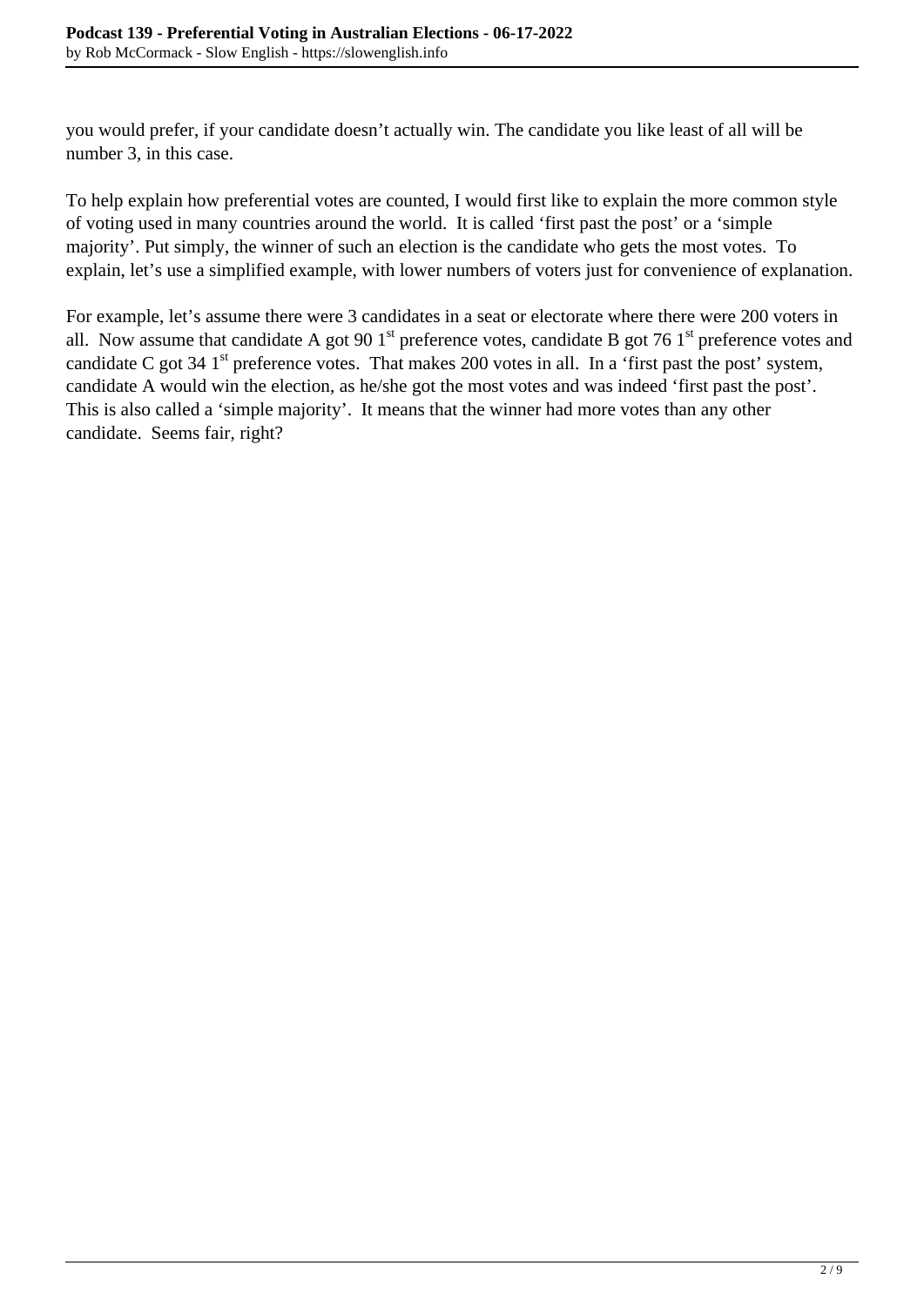you would prefer, if your candidate doesn't actually win. The candidate you like least of all will be number 3, in this case.

To help explain how preferential votes are counted, I would first like to explain the more common style of voting used in many countries around the world. It is called 'first past the post' or a 'simple majority'. Put simply, the winner of such an election is the candidate who gets the most votes. To explain, let's use a simplified example, with lower numbers of voters just for convenience of explanation.

For example, let's assume there were 3 candidates in a seat or electorate where there were 200 voters in all. Now assume that candidate A got 90 $1^{st}$ preference votes, candidate B got 76 $1^{st}$ preference votes and candidate C got 34 $1^{st}$ preference votes. That makes 200 votes in all. In a 'first past the post' system, candidate A would win the election, as he/she got the most votes and was indeed 'first past the post'. This is also called a 'simple majority'. It means that the winner had more votes than any other candidate. Seems fair, right?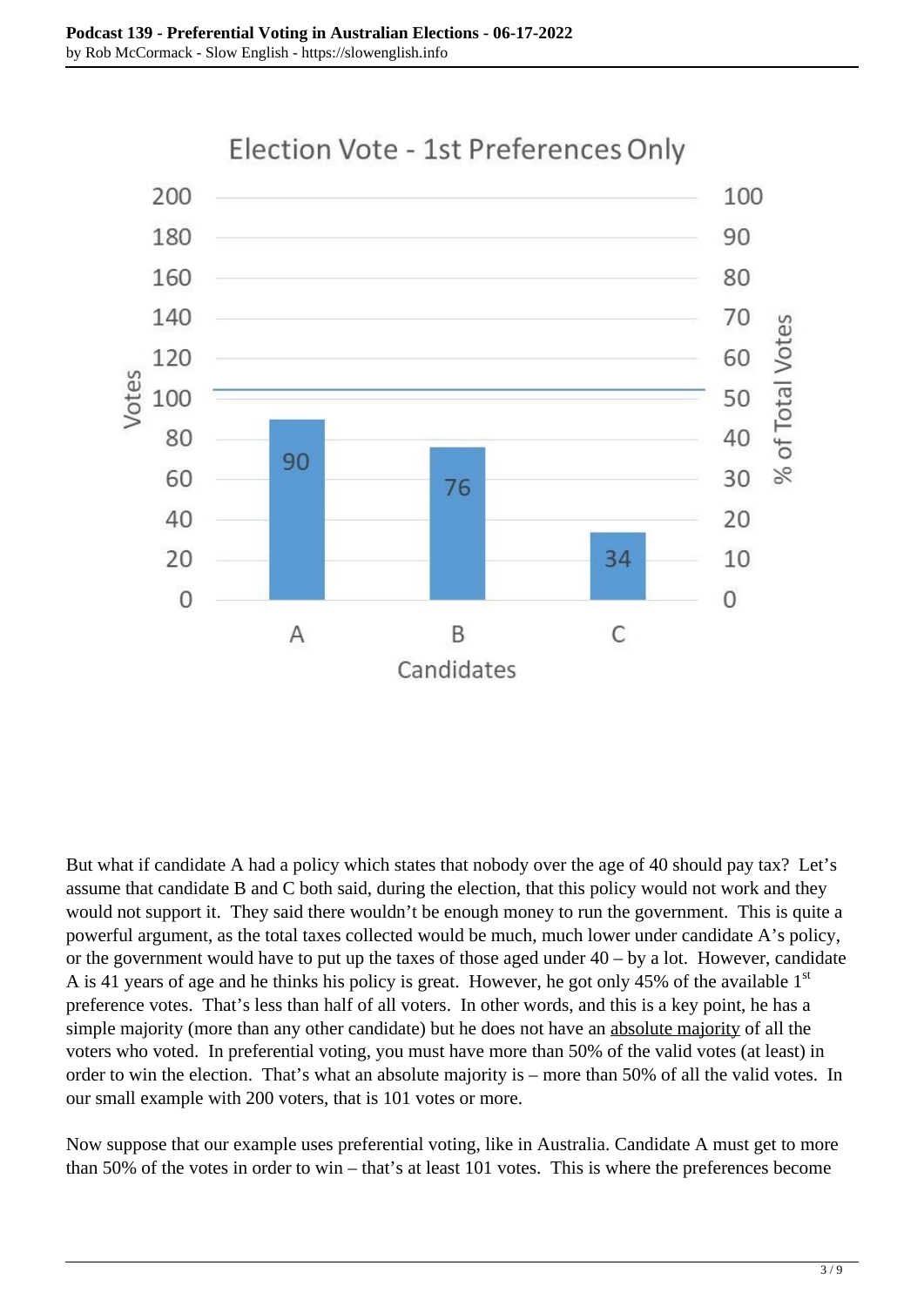**Election Vote - 1st Preferences Only**

| Candidates | Votes |
|---|---|
| A | 90 |
| B | 76 |
| C | 34 |

But what if candidate A had a policy which states that nobody over the age of 40 should pay tax? Let's assume that candidate B and C both said, during the election, that this policy would not work and they would not support it. They said there wouldn't be enough money to run the government. This is quite a powerful argument, as the total taxes collected would be much, much lower under candidate A's policy, or the government would have to put up the taxes of those aged under 40 – by a lot. However, candidate A is 41 years of age and he thinks his policy is great. However, he got only 45% of the available 1st preference votes. That's less than half of all voters. In other words, and this is a key point, he has a simple majority (more than any other candidate) but he does not have an absolute majority of all the voters who voted. In preferential voting, you must have more than 50% of the valid votes (at least) in order to win the election. That's what an absolute majority is – more than 50% of all the valid votes. In our small example with 200 voters, that is 101 votes or more.

Now suppose that our example uses preferential voting, like in Australia. Candidate A must get to more than 50% of the votes in order to win – that's at least 101 votes. This is where the preferences become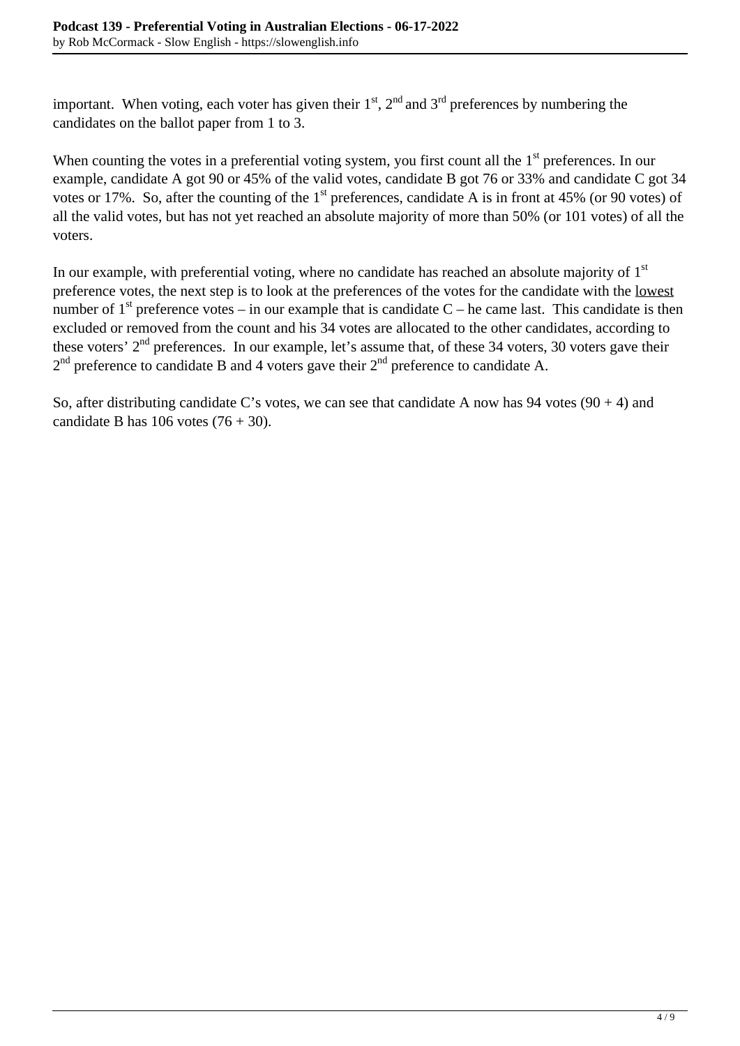important. When voting, each voter has given their 1st, 2nd and 3rd preferences by numbering the candidates on the ballot paper from 1 to 3.

When counting the votes in a preferential voting system, you first count all the 1st preferences. In our example, candidate A got 90 or 45% of the valid votes, candidate B got 76 or 33% and candidate C got 34 votes or 17%. So, after the counting of the 1st preferences, candidate A is in front at 45% (or 90 votes) of all the valid votes, but has not yet reached an absolute majority of more than 50% (or 101 votes) of all the voters.

In our example, with preferential voting, where no candidate has reached an absolute majority of 1st preference votes, the next step is to look at the preferences of the votes for the candidate with the <u>lowest</u> number of 1st preference votes – in our example that is candidate C – he came last. This candidate is then excluded or removed from the count and his 34 votes are allocated to the other candidates, according to these voters' 2nd preferences. In our example, let's assume that, of these 34 voters, 30 voters gave their 2nd preference to candidate B and 4 voters gave their 2nd preference to candidate A.

So, after distributing candidate C's votes, we can see that candidate A now has 94 votes (90 + 4) and candidate B has 106 votes (76 + 30).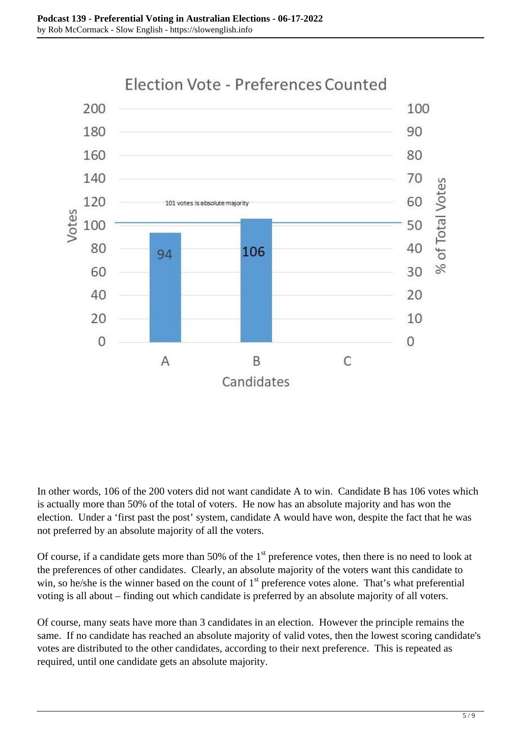Election Vote - Preferences Counted

| Candidates | Votes |
|---|---|
| A | 94 |
| B | 106 |
| C | |

101 votes is absolute majority

In other words, 106 of the 200 voters did not want candidate A to win. Candidate B has 106 votes which is actually more than 50% of the total of voters. He now has an absolute majority and has won the election. Under a 'first past the post' system, candidate A would have won, despite the fact that he was not preferred by an absolute majority of all the voters.

Of course, if a candidate gets more than 50% of the 1st preference votes, then there is no need to look at the preferences of other candidates. Clearly, an absolute majority of the voters want this candidate to win, so he/she is the winner based on the count of 1st preference votes alone. That's what preferential voting is all about – finding out which candidate is preferred by an absolute majority of all voters.

Of course, many seats have more than 3 candidates in an election. However the principle remains the same. If no candidate has reached an absolute majority of valid votes, then the lowest scoring candidate's votes are distributed to the other candidates, according to their next preference. This is repeated as required, until one candidate gets an absolute majority.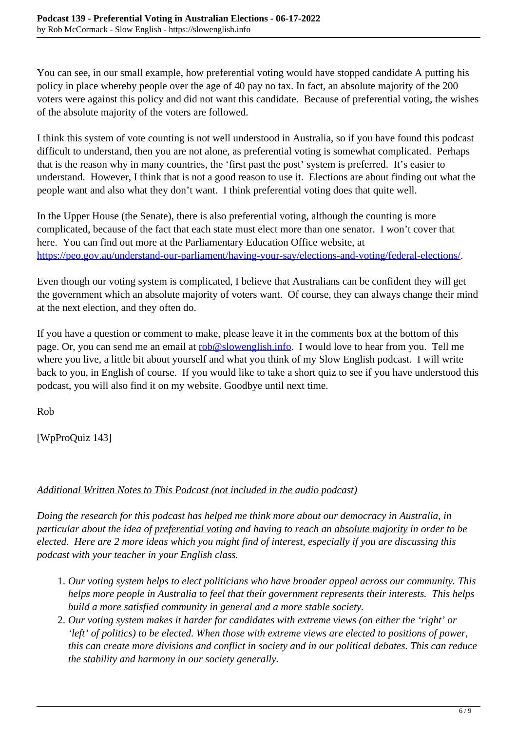You can see, in our small example, how preferential voting would have stopped candidate A putting his policy in place whereby people over the age of 40 pay no tax. In fact, an absolute majority of the 200 voters were against this policy and did not want this candidate.  Because of preferential voting, the wishes of the absolute majority of the voters are followed.

I think this system of vote counting is not well understood in Australia, so if you have found this podcast difficult to understand, then you are not alone, as preferential voting is somewhat complicated.  Perhaps that is the reason why in many countries, the 'first past the post' system is preferred.  It's easier to understand.  However, I think that is not a good reason to use it.  Elections are about finding out what the people want and also what they don't want.  I think preferential voting does that quite well.

In the Upper House (the Senate), there is also preferential voting, although the counting is more complicated, because of the fact that each state must elect more than one senator.  I won't cover that here.  You can find out more at the Parliamentary Education Office website, at [https://peo.gov.au/understand-our-parliament/having-your-say/elections-and-voting/federal-elections/](https://peo.gov.au/understand-our-parliament/having-your-say/elections-and-voting/federal-elections/).

Even though our voting system is complicated, I believe that Australians can be confident they will get the government which an absolute majority of voters want.  Of course, they can always change their mind at the next election, and they often do.

If you have a question or comment to make, please leave it in the comments box at the bottom of this page. Or, you can send me an email at [rob@slowenglish.info](mailto:rob@slowenglish.info).  I would love to hear from you.  Tell me where you live, a little bit about yourself and what you think of my Slow English podcast.  I will write back to you, in English of course.  If you would like to take a short quiz to see if you have understood this podcast, you will also find it on my website. Goodbye until next time.

Rob

[WpProQuiz 143]

*<u>Additional Written Notes to This Podcast (not included in the audio podcast)</u>*

*Doing the research for this podcast has helped me think more about our democracy in Australia, in particular about the idea of <u>preferential voting</u> and having to reach an <u>absolute majority</u> in order to be elected.  Here are 2 more ideas which you might find of interest, especially if you are discussing this podcast with your teacher in your English class.*

1. *Our voting system helps to elect politicians who have broader appeal across our community. This helps more people in Australia to feel that their government represents their interests.  This helps build a more satisfied community in general and a more stable society.*
2. *Our voting system makes it harder for candidates with extreme views (on either the 'right' or 'left' of politics) to be elected. When those with extreme views are elected to positions of power, this can create more divisions and conflict in society and in our political debates. This can reduce the stability and harmony in our society generally.*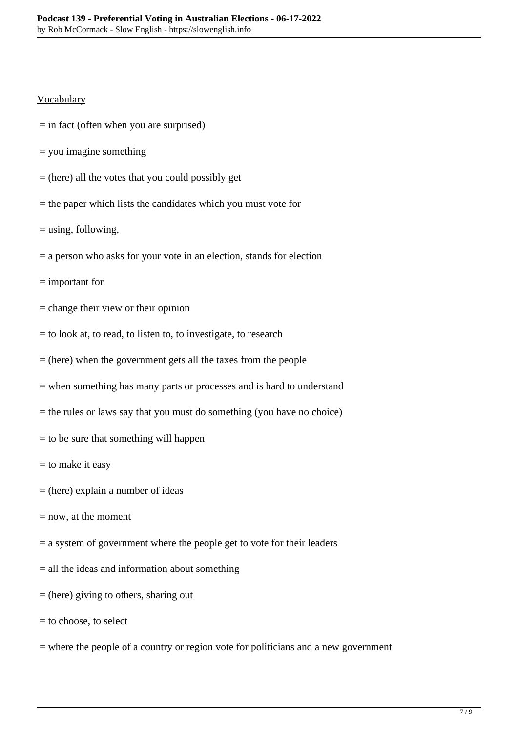Vocabulary

= in fact (often when you are surprised)

= you imagine something

= (here) all the votes that you could possibly get

= the paper which lists the candidates which you must vote for

= using, following,

= a person who asks for your vote in an election, stands for election

= important for

= change their view or their opinion

= to look at, to read, to listen to, to investigate, to research

= (here) when the government gets all the taxes from the people

= when something has many parts or processes and is hard to understand

= the rules or laws say that you must do something (you have no choice)

= to be sure that something will happen

= to make it easy

= (here) explain a number of ideas

= now, at the moment

= a system of government where the people get to vote for their leaders

= all the ideas and information about something

= (here) giving to others, sharing out

= to choose, to select

= where the people of a country or region vote for politicians and a new government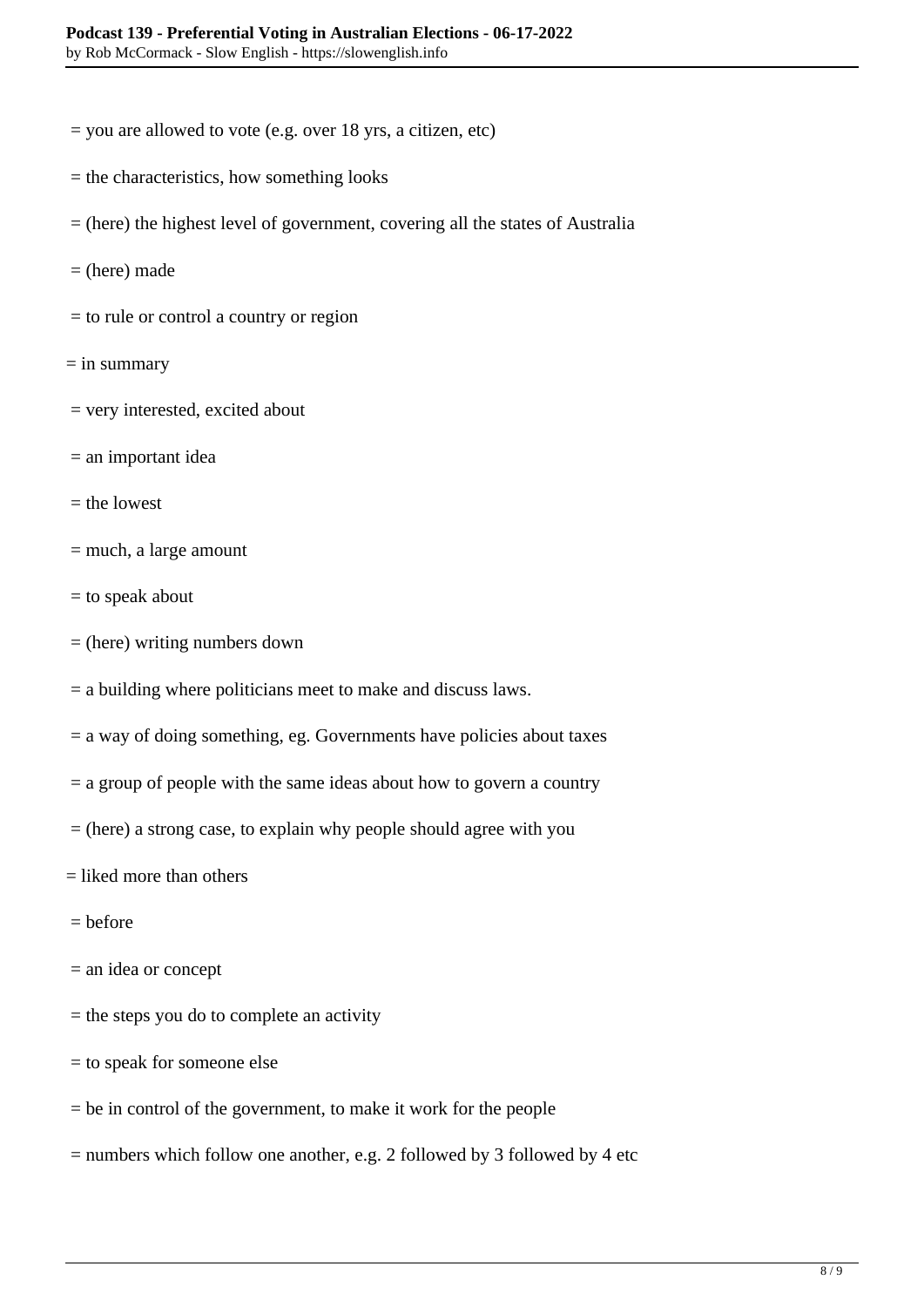= you are allowed to vote (e.g. over 18 yrs, a citizen, etc)

= the characteristics, how something looks

= (here) the highest level of government, covering all the states of Australia

= (here) made

= to rule or control a country or region

= in summary

= very interested, excited about

= an important idea

= the lowest

= much, a large amount

= to speak about

= (here) writing numbers down

= a building where politicians meet to make and discuss laws.

= a way of doing something, eg. Governments have policies about taxes

= a group of people with the same ideas about how to govern a country

= (here) a strong case, to explain why people should agree with you

= liked more than others

= before

= an idea or concept

= the steps you do to complete an activity

= to speak for someone else

= be in control of the government, to make it work for the people

= numbers which follow one another, e.g. 2 followed by 3 followed by 4 etc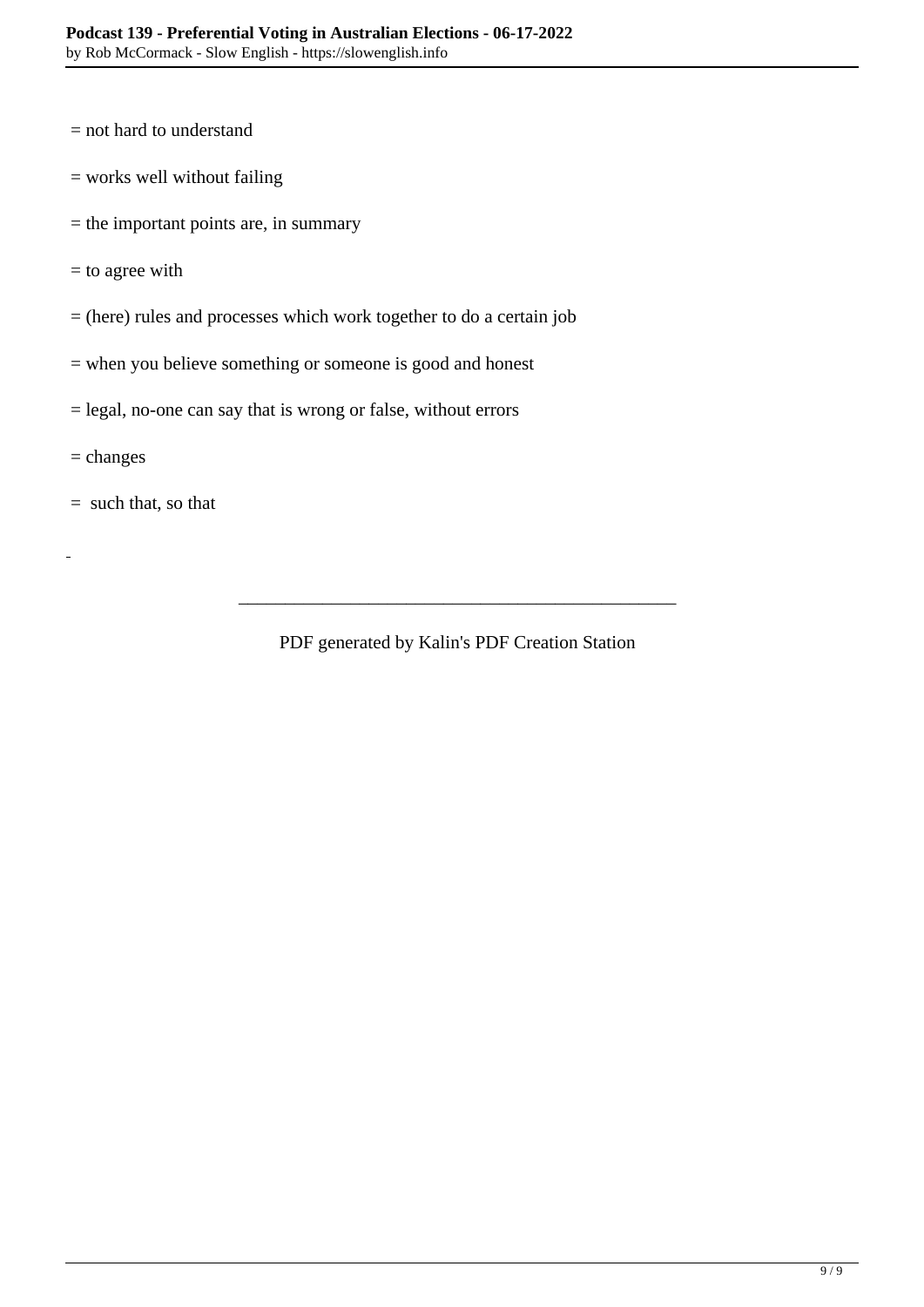= not hard to understand

= works well without failing

= the important points are, in summary

= to agree with

= (here) rules and processes which work together to do a certain job

= when you believe something or someone is good and honest

= legal, no-one can say that is wrong or false, without errors

= changes

= such that, so that

-

---

PDF generated by Kalin's PDF Creation Station